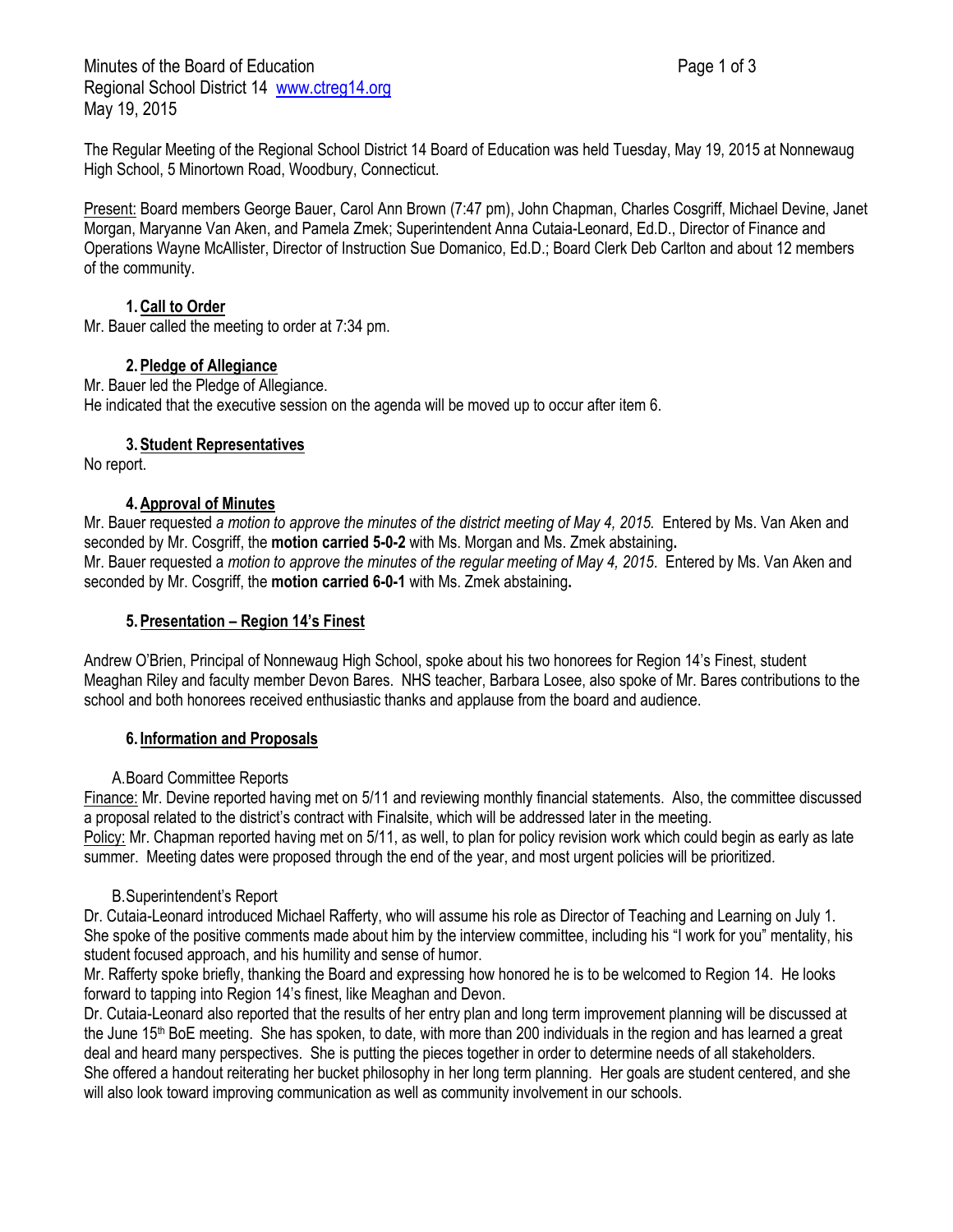Minutes of the Board of Education
Regional School District 14 www.ctreg14.org
May 19, 2015

The Regular Meeting of the Regional School District 14 Board of Education was held Tuesday, May 19, 2015 at Nonnewaug High School, 5 Minortown Road, Woodbury, Connecticut.

Present: Board members George Bauer, Carol Ann Brown (7:47 pm), John Chapman, Charles Cosgriff, Michael Devine, Janet Morgan, Maryanne Van Aken, and Pamela Zmek; Superintendent Anna Cutaia-Leonard, Ed.D., Director of Finance and Operations Wayne McAllister, Director of Instruction Sue Domanico, Ed.D.; Board Clerk Deb Carlton and about 12 members of the community.

### 1. Call to Order

Mr. Bauer called the meeting to order at 7:34 pm.

### 2. Pledge of Allegiance

Mr. Bauer led the Pledge of Allegiance.
He indicated that the executive session on the agenda will be moved up to occur after item 6.

### 3. Student Representatives

No report.

### 4. Approval of Minutes

Mr. Bauer requested *a motion to approve the minutes of the district meeting of May 4, 2015.* Entered by Ms. Van Aken and seconded by Mr. Cosgriff, the **motion carried 5-0-2** with Ms. Morgan and Ms. Zmek abstaining**.**
Mr. Bauer requested a *motion to approve the minutes of the regular meeting of May 4, 2015*. Entered by Ms. Van Aken and seconded by Mr. Cosgriff, the **motion carried 6-0-1** with Ms. Zmek abstaining**.**

### 5. Presentation – Region 14's Finest

Andrew O'Brien, Principal of Nonnewaug High School, spoke about his two honorees for Region 14's Finest, student Meaghan Riley and faculty member Devon Bares. NHS teacher, Barbara Losee, also spoke of Mr. Bares contributions to the school and both honorees received enthusiastic thanks and applause from the board and audience.

### 6. Information and Proposals

A. Board Committee Reports

Finance: Mr. Devine reported having met on 5/11 and reviewing monthly financial statements. Also, the committee discussed a proposal related to the district's contract with Finalsite, which will be addressed later in the meeting.
Policy: Mr. Chapman reported having met on 5/11, as well, to plan for policy revision work which could begin as early as late summer. Meeting dates were proposed through the end of the year, and most urgent policies will be prioritized.

B. Superintendent's Report

Dr. Cutaia-Leonard introduced Michael Rafferty, who will assume his role as Director of Teaching and Learning on July 1. She spoke of the positive comments made about him by the interview committee, including his "I work for you" mentality, his student focused approach, and his humility and sense of humor.
Mr. Rafferty spoke briefly, thanking the Board and expressing how honored he is to be welcomed to Region 14. He looks forward to tapping into Region 14's finest, like Meaghan and Devon.
Dr. Cutaia-Leonard also reported that the results of her entry plan and long term improvement planning will be discussed at the June 15th BoE meeting. She has spoken, to date, with more than 200 individuals in the region and has learned a great deal and heard many perspectives. She is putting the pieces together in order to determine needs of all stakeholders.
She offered a handout reiterating her bucket philosophy in her long term planning. Her goals are student centered, and she will also look toward improving communication as well as community involvement in our schools.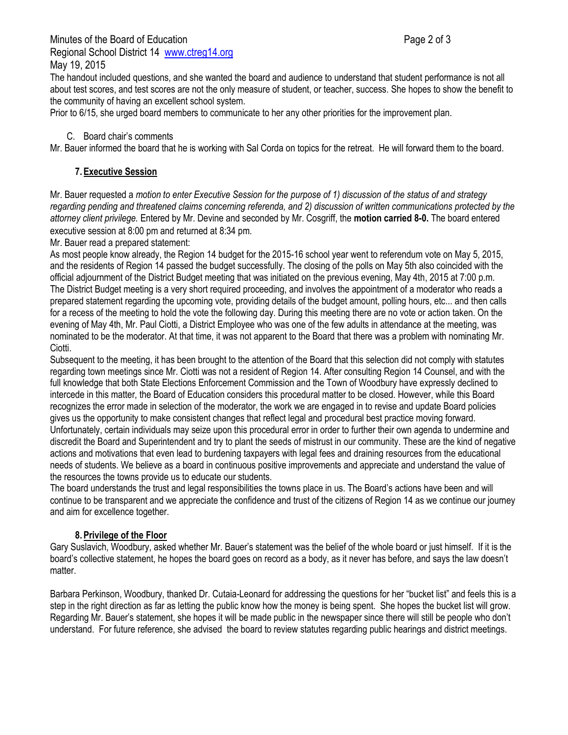The handout included questions, and she wanted the board and audience to understand that student performance is not all about test scores, and test scores are not the only measure of student, or teacher, success. She hopes to show the benefit to the community of having an excellent school system.

Prior to 6/15, she urged board members to communicate to her any other priorities for the improvement plan.

C. Board chair's comments

Mr. Bauer informed the board that he is working with Sal Corda on topics for the retreat. He will forward them to the board.

## 7. Executive Session

Mr. Bauer requested a *motion to enter Executive Session for the purpose of 1) discussion of the status of and strategy regarding pending and threatened claims concerning referenda, and 2) discussion of written communications protected by the attorney client privilege.* Entered by Mr. Devine and seconded by Mr. Cosgriff, the **motion carried 8-0.** The board entered executive session at 8:00 pm and returned at 8:34 pm.

Mr. Bauer read a prepared statement:

As most people know already, the Region 14 budget for the 2015-16 school year went to referendum vote on May 5, 2015, and the residents of Region 14 passed the budget successfully. The closing of the polls on May 5th also coincided with the official adjournment of the District Budget meeting that was initiated on the previous evening, May 4th, 2015 at 7:00 p.m. The District Budget meeting is a very short required proceeding, and involves the appointment of a moderator who reads a prepared statement regarding the upcoming vote, providing details of the budget amount, polling hours, etc... and then calls for a recess of the meeting to hold the vote the following day. During this meeting there are no vote or action taken. On the evening of May 4th, Mr. Paul Ciotti, a District Employee who was one of the few adults in attendance at the meeting, was nominated to be the moderator. At that time, it was not apparent to the Board that there was a problem with nominating Mr. Ciotti.

Subsequent to the meeting, it has been brought to the attention of the Board that this selection did not comply with statutes regarding town meetings since Mr. Ciotti was not a resident of Region 14. After consulting Region 14 Counsel, and with the full knowledge that both State Elections Enforcement Commission and the Town of Woodbury have expressly declined to intercede in this matter, the Board of Education considers this procedural matter to be closed. However, while this Board recognizes the error made in selection of the moderator, the work we are engaged in to revise and update Board policies gives us the opportunity to make consistent changes that reflect legal and procedural best practice moving forward. Unfortunately, certain individuals may seize upon this procedural error in order to further their own agenda to undermine and discredit the Board and Superintendent and try to plant the seeds of mistrust in our community. These are the kind of negative actions and motivations that even lead to burdening taxpayers with legal fees and draining resources from the educational needs of students. We believe as a board in continuous positive improvements and appreciate and understand the value of the resources the towns provide us to educate our students.

The board understands the trust and legal responsibilities the towns place in us. The Board's actions have been and will continue to be transparent and we appreciate the confidence and trust of the citizens of Region 14 as we continue our journey and aim for excellence together.

## 8. Privilege of the Floor

Gary Suslavich, Woodbury, asked whether Mr. Bauer's statement was the belief of the whole board or just himself. If it is the board's collective statement, he hopes the board goes on record as a body, as it never has before, and says the law doesn't matter.

Barbara Perkinson, Woodbury, thanked Dr. Cutaia-Leonard for addressing the questions for her "bucket list" and feels this is a step in the right direction as far as letting the public know how the money is being spent. She hopes the bucket list will grow. Regarding Mr. Bauer's statement, she hopes it will be made public in the newspaper since there will still be people who don't understand. For future reference, she advised the board to review statutes regarding public hearings and district meetings.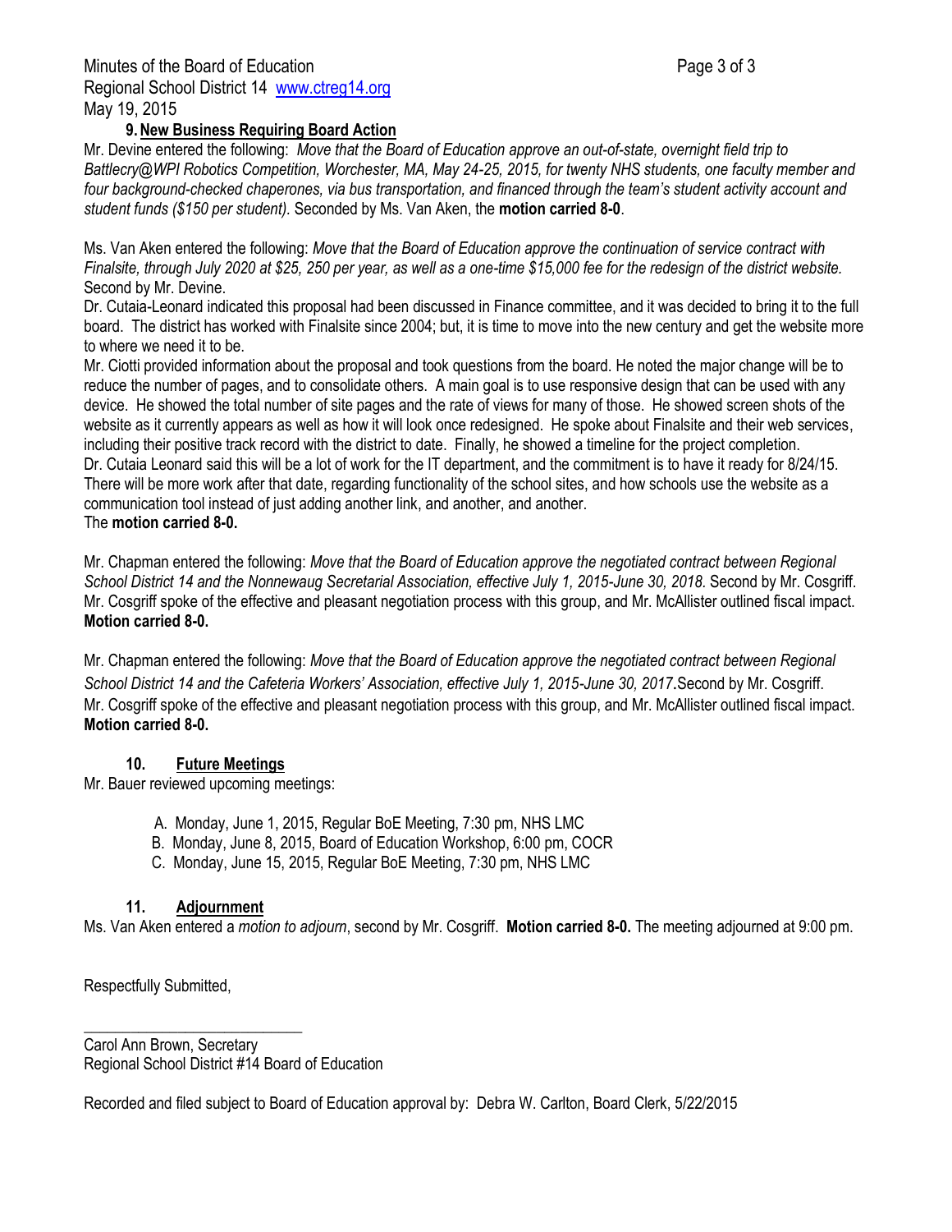### 9. New Business Requiring Board Action

Mr. Devine entered the following: *Move that the Board of Education approve an out-of-state, overnight field trip to Battlecry@WPI Robotics Competition, Worchester, MA, May 24-25, 2015, for twenty NHS students, one faculty member and four background-checked chaperones, via bus transportation, and financed through the team's student activity account and student funds ($150 per student).* Seconded by Ms. Van Aken, the **motion carried 8-0**.

Ms. Van Aken entered the following: *Move that the Board of Education approve the continuation of service contract with Finalsite, through July 2020 at $25, 250 per year, as well as a one-time $15,000 fee for the redesign of the district website.* Second by Mr. Devine.

Dr. Cutaia-Leonard indicated this proposal had been discussed in Finance committee, and it was decided to bring it to the full board. The district has worked with Finalsite since 2004; but, it is time to move into the new century and get the website more to where we need it to be.

Mr. Ciotti provided information about the proposal and took questions from the board. He noted the major change will be to reduce the number of pages, and to consolidate others. A main goal is to use responsive design that can be used with any device. He showed the total number of site pages and the rate of views for many of those. He showed screen shots of the website as it currently appears as well as how it will look once redesigned. He spoke about Finalsite and their web services, including their positive track record with the district to date. Finally, he showed a timeline for the project completion.

Dr. Cutaia Leonard said this will be a lot of work for the IT department, and the commitment is to have it ready for 8/24/15. There will be more work after that date, regarding functionality of the school sites, and how schools use the website as a communication tool instead of just adding another link, and another, and another.

The **motion carried 8-0.**

Mr. Chapman entered the following: *Move that the Board of Education approve the negotiated contract between Regional School District 14 and the Nonnewaug Secretarial Association, effective July 1, 2015-June 30, 2018.* Second by Mr. Cosgriff. Mr. Cosgriff spoke of the effective and pleasant negotiation process with this group, and Mr. McAllister outlined fiscal impact. **Motion carried 8-0.**

Mr. Chapman entered the following: *Move that the Board of Education approve the negotiated contract between Regional School District 14 and the Cafeteria Workers' Association, effective July 1, 2015-June 30, 2017*.Second by Mr. Cosgriff. Mr. Cosgriff spoke of the effective and pleasant negotiation process with this group, and Mr. McAllister outlined fiscal impact. **Motion carried 8-0.**

### 10. Future Meetings

Mr. Bauer reviewed upcoming meetings:

A. Monday, June 1, 2015, Regular BoE Meeting, 7:30 pm, NHS LMC
B. Monday, June 8, 2015, Board of Education Workshop, 6:00 pm, COCR
C. Monday, June 15, 2015, Regular BoE Meeting, 7:30 pm, NHS LMC

### 11. Adjournment

Ms. Van Aken entered a *motion to adjourn*, second by Mr. Cosgriff. **Motion carried 8-0.** The meeting adjourned at 9:00 pm.

Respectfully Submitted,

\_\_\_\_\_\_\_\_\_\_\_\_\_\_\_\_\_\_\_\_\_\_\_\_\_\_\_\_

Carol Ann Brown, Secretary
Regional School District #14 Board of Education

Recorded and filed subject to Board of Education approval by: Debra W. Carlton, Board Clerk, 5/22/2015